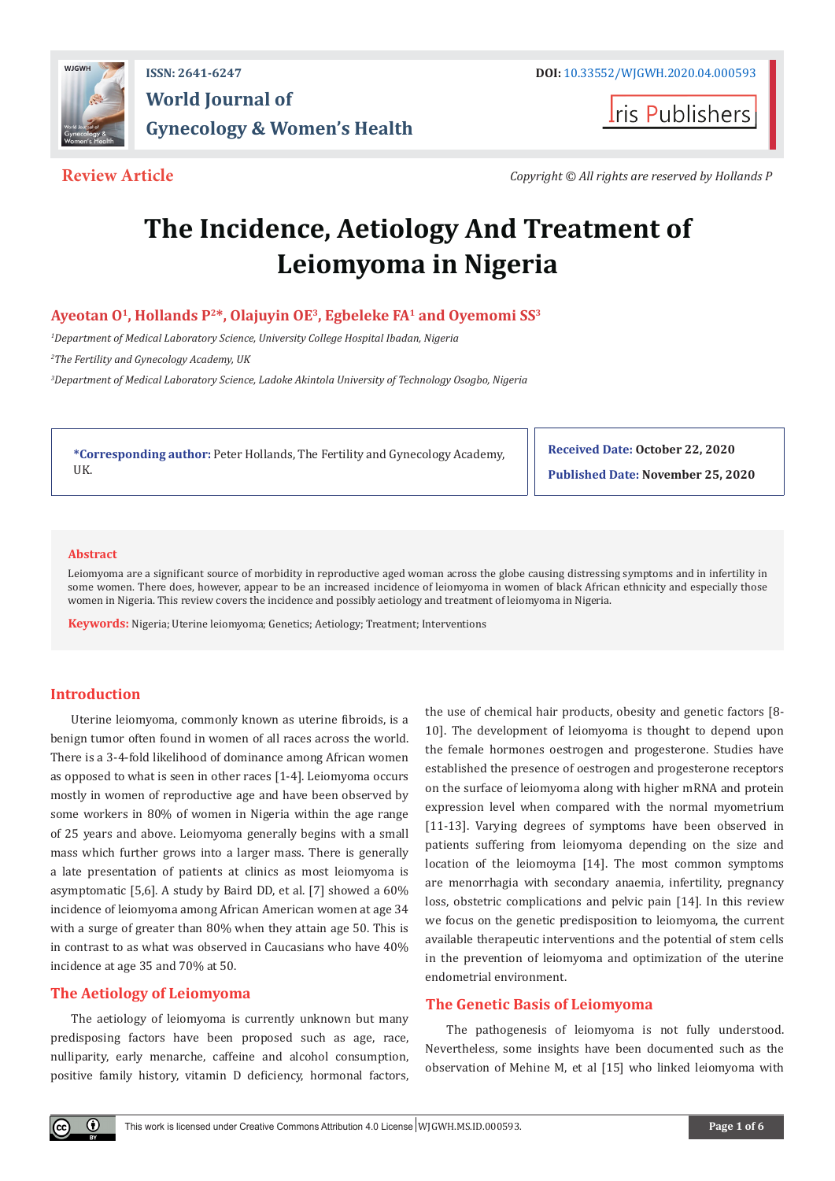Review Article

Copyright © All rights are reserved by Hollands P

# The Incidence, Aetiology And Treatment of Leiomyoma in Nigeria

**Ayeotan O[1], Hollands P[2]*, Olajuyin OE[3], Egbeleke FA[1] and Oyemomi SS[3]**

[1]*Department of Medical Laboratory Science, University College Hospital Ibadan, Nigeria*

[2]*The Fertility and Gynecology Academy, UK*

[3]*Department of Medical Laboratory Science, Ladoke Akintola University of Technology Osogbo, Nigeria*

**\*Corresponding author:** Peter Hollands, The Fertility and Gynecology Academy, UK.

**Received Date:** October 22, 2020

**Published Date:** November 25, 2020

## Abstract

Leiomyoma are a significant source of morbidity in reproductive aged woman across the globe causing distressing symptoms and in infertility in some women. There does, however, appear to be an increased incidence of leiomyoma in women of black African ethnicity and especially those women in Nigeria. This review covers the incidence and possibly aetiology and treatment of leiomyoma in Nigeria.

**Keywords:** Nigeria; Uterine leiomyoma; Genetics; Aetiology; Treatment; Interventions

## Introduction

Uterine leiomyoma, commonly known as uterine fibroids, is a benign tumor often found in women of all races across the world. There is a 3-4-fold likelihood of dominance among African women as opposed to what is seen in other races [1-4]. Leiomyoma occurs mostly in women of reproductive age and have been observed by some workers in 80% of women in Nigeria within the age range of 25 years and above. Leiomyoma generally begins with a small mass which further grows into a larger mass. There is generally a late presentation of patients at clinics as most leiomyoma is asymptomatic [5,6]. A study by Baird DD, et al. [7] showed a 60% incidence of leiomyoma among African American women at age 34 with a surge of greater than 80% when they attain age 50. This is in contrast to as what was observed in Caucasians who have 40% incidence at age 35 and 70% at 50.

## The Aetiology of Leiomyoma

The aetiology of leiomyoma is currently unknown but many predisposing factors have been proposed such as age, race, nulliparity, early menarche, caffeine and alcohol consumption, positive family history, vitamin D deficiency, hormonal factors, the use of chemical hair products, obesity and genetic factors [8-10]. The development of leiomyoma is thought to depend upon the female hormones oestrogen and progesterone. Studies have established the presence of oestrogen and progesterone receptors on the surface of leiomyoma along with higher mRNA and protein expression level when compared with the normal myometrium [11-13]. Varying degrees of symptoms have been observed in patients suffering from leiomyoma depending on the size and location of the leiomyoma [14]. The most common symptoms are menorrhagia with secondary anaemia, infertility, pregnancy loss, obstetric complications and pelvic pain [14]. In this review we focus on the genetic predisposition to leiomyoma, the current available therapeutic interventions and the potential of stem cells in the prevention of leiomyoma and optimization of the uterine endometrial environment.

## The Genetic Basis of Leiomyoma

The pathogenesis of leiomyoma is not fully understood. Nevertheless, some insights have been documented such as the observation of Mehine M, et al [15] who linked leiomyoma with

This work is licensed under Creative Commons Attribution 4.0 License WJGWH.MS.ID.000593.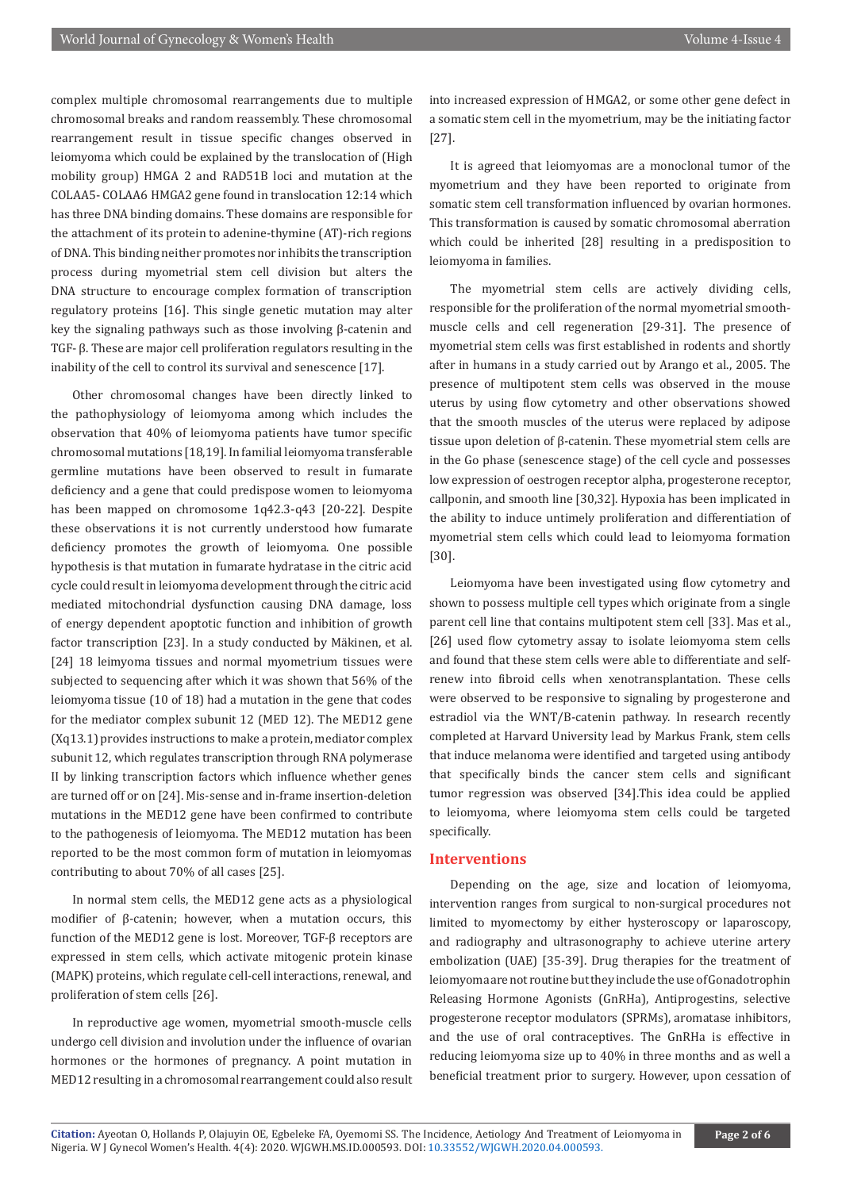complex multiple chromosomal rearrangements due to multiple chromosomal breaks and random reassembly. These chromosomal rearrangement result in tissue specific changes observed in leiomyoma which could be explained by the translocation of (High mobility group) HMGA 2 and RAD51B loci and mutation at the COLAA5- COLAA6 HMGA2 gene found in translocation 12:14 which has three DNA binding domains. These domains are responsible for the attachment of its protein to adenine-thymine (AT)-rich regions of DNA. This binding neither promotes nor inhibits the transcription process during myometrial stem cell division but alters the DNA structure to encourage complex formation of transcription regulatory proteins [16]. This single genetic mutation may alter key the signaling pathways such as those involving β-catenin and TGF- β. These are major cell proliferation regulators resulting in the inability of the cell to control its survival and senescence [17].

Other chromosomal changes have been directly linked to the pathophysiology of leiomyoma among which includes the observation that 40% of leiomyoma patients have tumor specific chromosomal mutations [18,19]. In familial leiomyoma transferable germline mutations have been observed to result in fumarate deficiency and a gene that could predispose women to leiomyoma has been mapped on chromosome 1q42.3-q43 [20-22]. Despite these observations it is not currently understood how fumarate deficiency promotes the growth of leiomyoma. One possible hypothesis is that mutation in fumarate hydratase in the citric acid cycle could result in leiomyoma development through the citric acid mediated mitochondrial dysfunction causing DNA damage, loss of energy dependent apoptotic function and inhibition of growth factor transcription [23]. In a study conducted by Mäkinen, et al. [24] 18 leimyoma tissues and normal myometrium tissues were subjected to sequencing after which it was shown that 56% of the leiomyoma tissue (10 of 18) had a mutation in the gene that codes for the mediator complex subunit 12 (MED 12). The MED12 gene (Xq13.1) provides instructions to make a protein, mediator complex subunit 12, which regulates transcription through RNA polymerase II by linking transcription factors which influence whether genes are turned off or on [24]. Mis-sense and in-frame insertion-deletion mutations in the MED12 gene have been confirmed to contribute to the pathogenesis of leiomyoma. The MED12 mutation has been reported to be the most common form of mutation in leiomyomas contributing to about 70% of all cases [25].

In normal stem cells, the MED12 gene acts as a physiological modifier of β-catenin; however, when a mutation occurs, this function of the MED12 gene is lost. Moreover, TGF-β receptors are expressed in stem cells, which activate mitogenic protein kinase (MAPK) proteins, which regulate cell-cell interactions, renewal, and proliferation of stem cells [26].

In reproductive age women, myometrial smooth-muscle cells undergo cell division and involution under the influence of ovarian hormones or the hormones of pregnancy. A point mutation in MED12 resulting in a chromosomal rearrangement could also result into increased expression of HMGA2, or some other gene defect in a somatic stem cell in the myometrium, may be the initiating factor [27].

It is agreed that leiomyomas are a monoclonal tumor of the myometrium and they have been reported to originate from somatic stem cell transformation influenced by ovarian hormones. This transformation is caused by somatic chromosomal aberration which could be inherited [28] resulting in a predisposition to leiomyoma in families.

The myometrial stem cells are actively dividing cells, responsible for the proliferation of the normal myometrial smooth-muscle cells and cell regeneration [29-31]. The presence of myometrial stem cells was first established in rodents and shortly after in humans in a study carried out by Arango et al., 2005. The presence of multipotent stem cells was observed in the mouse uterus by using flow cytometry and other observations showed that the smooth muscles of the uterus were replaced by adipose tissue upon deletion of β-catenin. These myometrial stem cells are in the Go phase (senescence stage) of the cell cycle and possesses low expression of oestrogen receptor alpha, progesterone receptor, callponin, and smooth line [30,32]. Hypoxia has been implicated in the ability to induce untimely proliferation and differentiation of myometrial stem cells which could lead to leiomyoma formation [30].

Leiomyoma have been investigated using flow cytometry and shown to possess multiple cell types which originate from a single parent cell line that contains multipotent stem cell [33]. Mas et al., [26] used flow cytometry assay to isolate leiomyoma stem cells and found that these stem cells were able to differentiate and self-renew into fibroid cells when xenotransplantation. These cells were observed to be responsive to signaling by progesterone and estradiol via the WNT/B-catenin pathway. In research recently completed at Harvard University lead by Markus Frank, stem cells that induce melanoma were identified and targeted using antibody that specifically binds the cancer stem cells and significant tumor regression was observed [34].This idea could be applied to leiomyoma, where leiomyoma stem cells could be targeted specifically.

## Interventions

Depending on the age, size and location of leiomyoma, intervention ranges from surgical to non-surgical procedures not limited to myomectomy by either hysteroscopy or laparoscopy, and radiography and ultrasonography to achieve uterine artery embolization (UAE) [35-39]. Drug therapies for the treatment of leiomyoma are not routine but they include the use of Gonadotrophin Releasing Hormone Agonists (GnRHa), Antiprogestins, selective progesterone receptor modulators (SPRMs), aromatase inhibitors, and the use of oral contraceptives. The GnRHa is effective in reducing leiomyoma size up to 40% in three months and as well a beneficial treatment prior to surgery. However, upon cessation of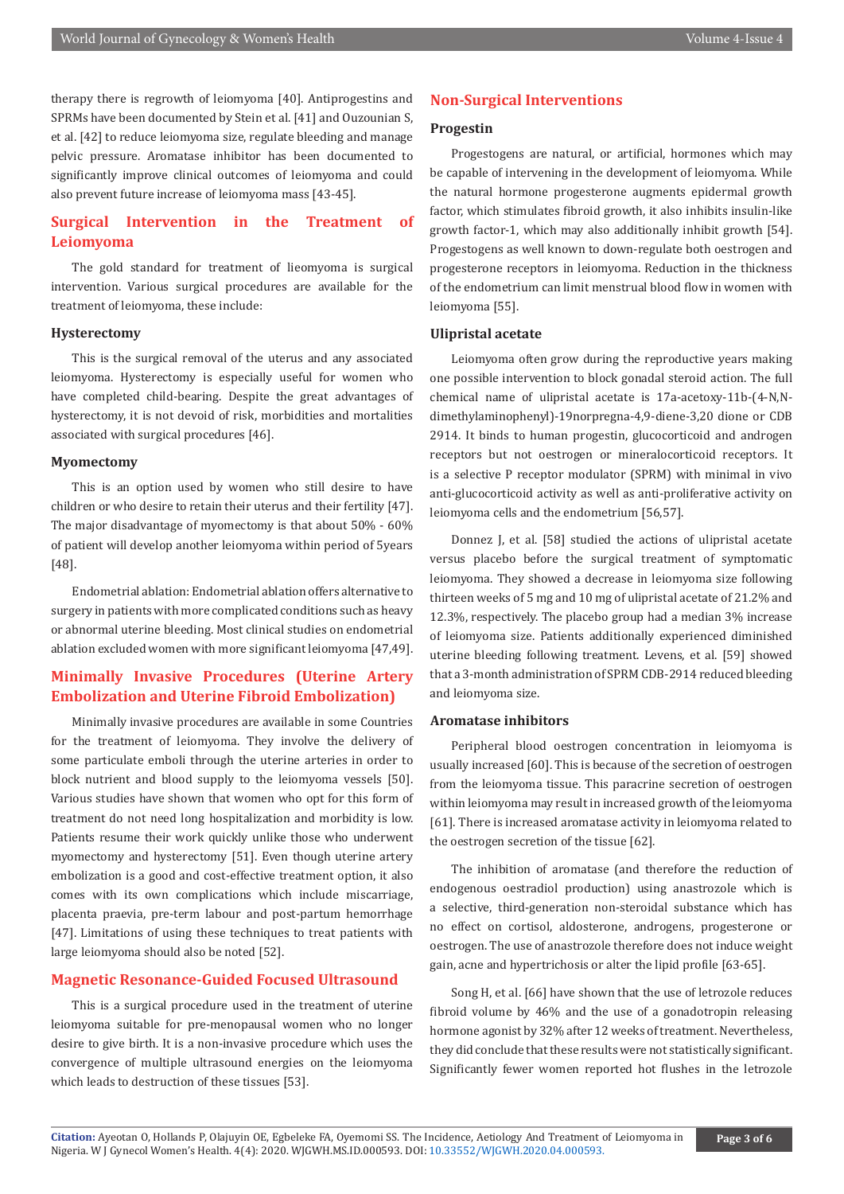therapy there is regrowth of leiomyoma [40]. Antiprogestins and SPRMs have been documented by Stein et al. [41] and Ouzounian S, et al. [42] to reduce leiomyoma size, regulate bleeding and manage pelvic pressure. Aromatase inhibitor has been documented to significantly improve clinical outcomes of leiomyoma and could also prevent future increase of leiomyoma mass [43-45].

## Surgical Intervention in the Treatment of Leiomyoma

The gold standard for treatment of lieomyoma is surgical intervention. Various surgical procedures are available for the treatment of leiomyoma, these include:

### Hysterectomy

This is the surgical removal of the uterus and any associated leiomyoma. Hysterectomy is especially useful for women who have completed child-bearing. Despite the great advantages of hysterectomy, it is not devoid of risk, morbidities and mortalities associated with surgical procedures [46].

### Myomectomy

This is an option used by women who still desire to have children or who desire to retain their uterus and their fertility [47]. The major disadvantage of myomectomy is that about 50% - 60% of patient will develop another leiomyoma within period of 5years [48].

Endometrial ablation: Endometrial ablation offers alternative to surgery in patients with more complicated conditions such as heavy or abnormal uterine bleeding. Most clinical studies on endometrial ablation excluded women with more significant leiomyoma [47,49].

## Minimally Invasive Procedures (Uterine Artery Embolization and Uterine Fibroid Embolization)

Minimally invasive procedures are available in some Countries for the treatment of leiomyoma. They involve the delivery of some particulate emboli through the uterine arteries in order to block nutrient and blood supply to the leiomyoma vessels [50]. Various studies have shown that women who opt for this form of treatment do not need long hospitalization and morbidity is low. Patients resume their work quickly unlike those who underwent myomectomy and hysterectomy [51]. Even though uterine artery embolization is a good and cost-effective treatment option, it also comes with its own complications which include miscarriage, placenta praevia, pre-term labour and post-partum hemorrhage [47]. Limitations of using these techniques to treat patients with large leiomyoma should also be noted [52].

## Magnetic Resonance-Guided Focused Ultrasound

This is a surgical procedure used in the treatment of uterine leiomyoma suitable for pre-menopausal women who no longer desire to give birth. It is a non-invasive procedure which uses the convergence of multiple ultrasound energies on the leiomyoma which leads to destruction of these tissues [53].

## Non-Surgical Interventions

### Progestin

Progestogens are natural, or artificial, hormones which may be capable of intervening in the development of leiomyoma. While the natural hormone progesterone augments epidermal growth factor, which stimulates fibroid growth, it also inhibits insulin-like growth factor-1, which may also additionally inhibit growth [54]. Progestogens as well known to down-regulate both oestrogen and progesterone receptors in leiomyoma. Reduction in the thickness of the endometrium can limit menstrual blood flow in women with leiomyoma [55].

### Ulipristal acetate

Leiomyoma often grow during the reproductive years making one possible intervention to block gonadal steroid action. The full chemical name of ulipristal acetate is 17a-acetoxy-11b-(4-N,N-dimethylaminophenyl)-19norpregna-4,9-diene-3,20 dione or CDB 2914. It binds to human progestin, glucocorticoid and androgen receptors but not oestrogen or mineralocorticoid receptors. It is a selective P receptor modulator (SPRM) with minimal in vivo anti-glucocorticoid activity as well as anti-proliferative activity on leiomyoma cells and the endometrium [56,57].

Donnez J, et al. [58] studied the actions of ulipristal acetate versus placebo before the surgical treatment of symptomatic leiomyoma. They showed a decrease in leiomyoma size following thirteen weeks of 5 mg and 10 mg of ulipristal acetate of 21.2% and 12.3%, respectively. The placebo group had a median 3% increase of leiomyoma size. Patients additionally experienced diminished uterine bleeding following treatment. Levens, et al. [59] showed that a 3-month administration of SPRM CDB-2914 reduced bleeding and leiomyoma size.

### Aromatase inhibitors

Peripheral blood oestrogen concentration in leiomyoma is usually increased [60]. This is because of the secretion of oestrogen from the leiomyoma tissue. This paracrine secretion of oestrogen within leiomyoma may result in increased growth of the leiomyoma [61]. There is increased aromatase activity in leiomyoma related to the oestrogen secretion of the tissue [62].

The inhibition of aromatase (and therefore the reduction of endogenous oestradiol production) using anastrozole which is a selective, third-generation non-steroidal substance which has no effect on cortisol, aldosterone, androgens, progesterone or oestrogen. The use of anastrozole therefore does not induce weight gain, acne and hypertrichosis or alter the lipid profile [63-65].

Song H, et al. [66] have shown that the use of letrozole reduces fibroid volume by 46% and the use of a gonadotropin releasing hormone agonist by 32% after 12 weeks of treatment. Nevertheless, they did conclude that these results were not statistically significant. Significantly fewer women reported hot flushes in the letrozole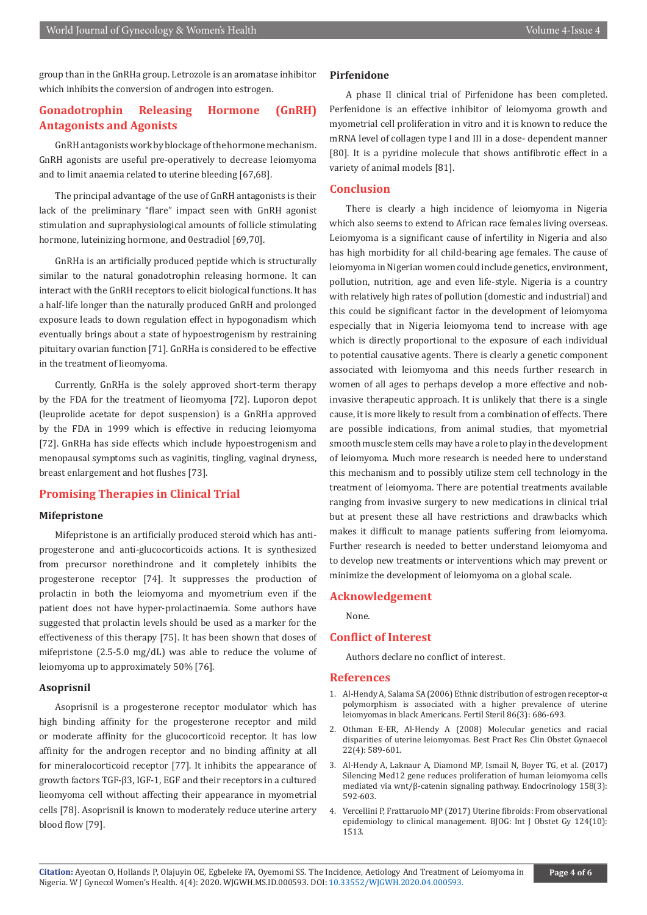group than in the GnRHa group. Letrozole is an aromatase inhibitor which inhibits the conversion of androgen into estrogen.

## Gonadotrophin Releasing Hormone (GnRH) Antagonists and Agonists

GnRH antagonists work by blockage of the hormone mechanism. GnRH agonists are useful pre-operatively to decrease leiomyoma and to limit anaemia related to uterine bleeding [67,68].

The principal advantage of the use of GnRH antagonists is their lack of the preliminary "flare" impact seen with GnRH agonist stimulation and supraphysiological amounts of follicle stimulating hormone, luteinizing hormone, and 0estradiol [69,70].

GnRHa is an artificially produced peptide which is structurally similar to the natural gonadotrophin releasing hormone. It can interact with the GnRH receptors to elicit biological functions. It has a half-life longer than the naturally produced GnRH and prolonged exposure leads to down regulation effect in hypogonadism which eventually brings about a state of hypoestrogenism by restraining pituitary ovarian function [71]. GnRHa is considered to be effective in the treatment of lieomyoma.

Currently, GnRHa is the solely approved short-term therapy by the FDA for the treatment of lieomyoma [72]. Luporon depot (leuprolide acetate for depot suspension) is a GnRHa approved by the FDA in 1999 which is effective in reducing leiomyoma [72]. GnRHa has side effects which include hypoestrogenism and menopausal symptoms such as vaginitis, tingling, vaginal dryness, breast enlargement and hot flushes [73].

## Promising Therapies in Clinical Trial

### Mifepristone

Mifepristone is an artificially produced steroid which has anti-progesterone and anti-glucocorticoids actions. It is synthesized from precursor norethindrone and it completely inhibits the progesterone receptor [74]. It suppresses the production of prolactin in both the leiomyoma and myometrium even if the patient does not have hyper-prolactinaemia. Some authors have suggested that prolactin levels should be used as a marker for the effectiveness of this therapy [75]. It has been shown that doses of mifepristone (2.5-5.0 mg/dL) was able to reduce the volume of leiomyoma up to approximately 50% [76].

### Asoprisnil

Asoprisnil is a progesterone receptor modulator which has high binding affinity for the progesterone receptor and mild or moderate affinity for the glucocorticoid receptor. It has low affinity for the androgen receptor and no binding affinity at all for mineralocorticoid receptor [77]. It inhibits the appearance of growth factors TGF-β3, IGF-1, EGF and their receptors in a cultured lieomyoma cell without affecting their appearance in myometrial cells [78]. Asoprisnil is known to moderately reduce uterine artery blood flow [79].

### Pirfenidone

A phase II clinical trial of Pirfenidone has been completed. Perfenidone is an effective inhibitor of leiomyoma growth and myometrial cell proliferation in vitro and it is known to reduce the mRNA level of collagen type I and III in a dose- dependent manner [80]. It is a pyridine molecule that shows antifibrotic effect in a variety of animal models [81].

## Conclusion

There is clearly a high incidence of leiomyoma in Nigeria which also seems to extend to African race females living overseas. Leiomyoma is a significant cause of infertility in Nigeria and also has high morbidity for all child-bearing age females. The cause of leiomyoma in Nigerian women could include genetics, environment, pollution, nutrition, age and even life-style. Nigeria is a country with relatively high rates of pollution (domestic and industrial) and this could be significant factor in the development of leiomyoma especially that in Nigeria leiomyoma tend to increase with age which is directly proportional to the exposure of each individual to potential causative agents. There is clearly a genetic component associated with leiomyoma and this needs further research in women of all ages to perhaps develop a more effective and nob-invasive therapeutic approach. It is unlikely that there is a single cause, it is more likely to result from a combination of effects. There are possible indications, from animal studies, that myometrial smooth muscle stem cells may have a role to play in the development of leiomyoma. Much more research is needed here to understand this mechanism and to possibly utilize stem cell technology in the treatment of leiomyoma. There are potential treatments available ranging from invasive surgery to new medications in clinical trial but at present these all have restrictions and drawbacks which makes it difficult to manage patients suffering from leiomyoma. Further research is needed to better understand leiomyoma and to develop new treatments or interventions which may prevent or minimize the development of leiomyoma on a global scale.

## Acknowledgement

None.

## Conflict of Interest

Authors declare no conflict of interest.

## References

1. Al-Hendy A, Salama SA (2006) Ethnic distribution of estrogen receptor-α polymorphism is associated with a higher prevalence of uterine leiomyomas in black Americans. Fertil Steril 86(3): 686-693.
2. Othman E-ER, Al-Hendy A (2008) Molecular genetics and racial disparities of uterine leiomyomas. Best Pract Res Clin Obstet Gynaecol 22(4): 589-601.
3. Al-Hendy A, Laknaur A, Diamond MP, Ismail N, Boyer TG, et al. (2017) Silencing Med12 gene reduces proliferation of human leiomyoma cells mediated via wnt/β-catenin signaling pathway. Endocrinology 158(3): 592-603.
4. Vercellini P, Frattaruolo MP (2017) Uterine fibroids: From observational epidemiology to clinical management. BJOG: Int J Obstet Gy 124(10): 1513.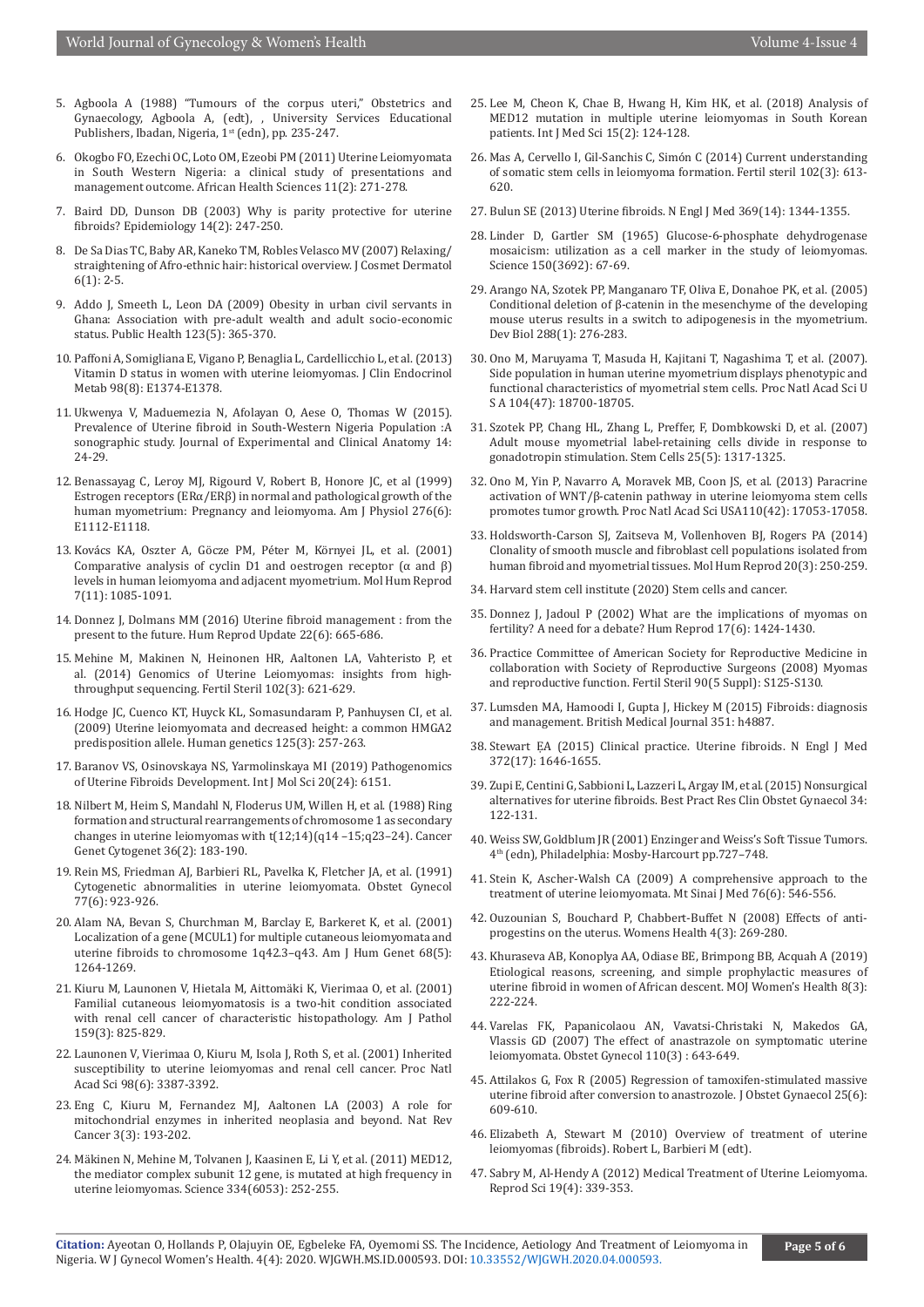5. Agboola A (1988) "Tumours of the corpus uteri," Obstetrics and Gynaecology, Agboola A, (edt), , University Services Educational Publishers, Ibadan, Nigeria, 1st (edn), pp. 235-247.

6. Okogbo FO, Ezechi OC, Loto OM, Ezeobi PM (2011) Uterine Leiomyomata in South Western Nigeria: a clinical study of presentations and management outcome. African Health Sciences 11(2): 271-278.

7. Baird DD, Dunson DB (2003) Why is parity protective for uterine fibroids? Epidemiology 14(2): 247-250.

8. De Sa Dias TC, Baby AR, Kaneko TM, Robles Velasco MV (2007) Relaxing/straightening of Afro-ethnic hair: historical overview. J Cosmet Dermatol 6(1): 2-5.

9. Addo J, Smeeth L, Leon DA (2009) Obesity in urban civil servants in Ghana: Association with pre-adult wealth and adult socio-economic status. Public Health 123(5): 365-370.

10. Paffoni A, Somigliana E, Vigano P, Benaglia L, Cardellicchio L, et al. (2013) Vitamin D status in women with uterine leiomyomas. J Clin Endocrinol Metab 98(8): E1374-E1378.

11. Ukwenya V, Maduemezia N, Afolayan O, Aese O, Thomas W (2015). Prevalence of Uterine fibroid in South-Western Nigeria Population :A sonographic study. Journal of Experimental and Clinical Anatomy 14: 24-29.

12. Benassayag C, Leroy MJ, Rigourd V, Robert B, Honore JC, et al (1999) Estrogen receptors (ERα/ERβ) in normal and pathological growth of the human myometrium: Pregnancy and leiomyoma. Am J Physiol 276(6): E1112-E1118.

13. Kovács KA, Oszter A, Göcze PM, Péter M, Környei JL, et al. (2001) Comparative analysis of cyclin D1 and oestrogen receptor (α and β) levels in human leiomyoma and adjacent myometrium. Mol Hum Reprod 7(11): 1085-1091.

14. Donnez J, Dolmans MM (2016) Uterine fibroid management : from the present to the future. Hum Reprod Update 22(6): 665-686.

15. Mehine M, Makinen N, Heinonen HR, Aaltonen LA, Vahteristo P, et al. (2014) Genomics of Uterine Leiomyomas: insights from high-throughput sequencing. Fertil Steril 102(3): 621-629.

16. Hodge JC, Cuenco KT, Huyck KL, Somasundaram P, Panhuysen CI, et al. (2009) Uterine leiomyomata and decreased height: a common HMGA2 predisposition allele. Human genetics 125(3): 257-263.

17. Baranov VS, Osinovskaya NS, Yarmolinskaya MI (2019) Pathogenomics of Uterine Fibroids Development. Int J Mol Sci 20(24): 6151.

18. Nilbert M, Heim S, Mandahl N, Floderus UM, Willen H, et al. (1988) Ring formation and structural rearrangements of chromosome 1 as secondary changes in uterine leiomyomas with t(12;14)(q14 –15;q23–24). Cancer Genet Cytogenet 36(2): 183-190.

19. Rein MS, Friedman AJ, Barbieri RL, Pavelka K, Fletcher JA, et al. (1991) Cytogenetic abnormalities in uterine leiomyomata. Obstet Gynecol 77(6): 923-926.

20. Alam NA, Bevan S, Churchman M, Barclay E, Barkeret K, et al. (2001) Localization of a gene (MCUL1) for multiple cutaneous leiomyomata and uterine fibroids to chromosome 1q42.3–q43. Am J Hum Genet 68(5): 1264-1269.

21. Kiuru M, Launonen V, Hietala M, Aittomäki K, Vierimaa O, et al. (2001) Familial cutaneous leiomyomatosis is a two-hit condition associated with renal cell cancer of characteristic histopathology. Am J Pathol 159(3): 825-829.

22. Launonen V, Vierimaa O, Kiuru M, Isola J, Roth S, et al. (2001) Inherited susceptibility to uterine leiomyomas and renal cell cancer. Proc Natl Acad Sci 98(6): 3387-3392.

23. Eng C, Kiuru M, Fernandez MJ, Aaltonen LA (2003) A role for mitochondrial enzymes in inherited neoplasia and beyond. Nat Rev Cancer 3(3): 193-202.

24. Mäkinen N, Mehine M, Tolvanen J, Kaasinen E, Li Y, et al. (2011) MED12, the mediator complex subunit 12 gene, is mutated at high frequency in uterine leiomyomas. Science 334(6053): 252-255.

25. Lee M, Cheon K, Chae B, Hwang H, Kim HK, et al. (2018) Analysis of MED12 mutation in multiple uterine leiomyomas in South Korean patients. Int J Med Sci 15(2): 124-128.

26. Mas A, Cervello I, Gil-Sanchis C, Simón C (2014) Current understanding of somatic stem cells in leiomyoma formation. Fertil steril 102(3): 613-620.

27. Bulun SE (2013) Uterine fibroids. N Engl J Med 369(14): 1344-1355.

28. Linder D, Gartler SM (1965) Glucose-6-phosphate dehydrogenase mosaicism: utilization as a cell marker in the study of leiomyomas. Science 150(3692): 67-69.

29. Arango NA, Szotek PP, Manganaro TF, Oliva E, Donahoe PK, et al. (2005) Conditional deletion of β-catenin in the mesenchyme of the developing mouse uterus results in a switch to adipogenesis in the myometrium. Dev Biol 288(1): 276-283.

30. Ono M, Maruyama T, Masuda H, Kajitani T, Nagashima T, et al. (2007). Side population in human uterine myometrium displays phenotypic and functional characteristics of myometrial stem cells. Proc Natl Acad Sci U S A 104(47): 18700-18705.

31. Szotek PP, Chang HL, Zhang L, Preffer, F, Dombkowski D, et al. (2007) Adult mouse myometrial label-retaining cells divide in response to gonadotropin stimulation. Stem Cells 25(5): 1317-1325.

32. Ono M, Yin P, Navarro A, Moravek MB, Coon JS, et al. (2013) Paracrine activation of WNT/β-catenin pathway in uterine leiomyoma stem cells promotes tumor growth. Proc Natl Acad Sci USA110(42): 17053-17058.

33. Holdsworth-Carson SJ, Zaitseva M, Vollenhoven BJ, Rogers PA (2014) Clonality of smooth muscle and fibroblast cell populations isolated from human fibroid and myometrial tissues. Mol Hum Reprod 20(3): 250-259.

34. Harvard stem cell institute (2020) Stem cells and cancer.

35. Donnez J, Jadoul P (2002) What are the implications of myomas on fertility? A need for a debate? Hum Reprod 17(6): 1424-1430.

36. Practice Committee of American Society for Reproductive Medicine in collaboration with Society of Reproductive Surgeons (2008) Myomas and reproductive function. Fertil Steril 90(5 Suppl): S125-S130.

37. Lumsden MA, Hamoodi I, Gupta J, Hickey M (2015) Fibroids: diagnosis and management. British Medical Journal 351: h4887.

38. Stewart EA (2015) Clinical practice. Uterine fibroids. N Engl J Med 372(17): 1646-1655.

39. Zupi E, Centini G, Sabbioni L, Lazzeri L, Argay IM, et al. (2015) Nonsurgical alternatives for uterine fibroids. Best Pract Res Clin Obstet Gynaecol 34: 122-131.

40. Weiss SW, Goldblum JR (2001) Enzinger and Weiss's Soft Tissue Tumors. 4th (edn), Philadelphia: Mosby-Harcourt pp.727–748.

41. Stein K, Ascher-Walsh CA (2009) A comprehensive approach to the treatment of uterine leiomyomata. Mt Sinai J Med 76(6): 546-556.

42. Ouzounian S, Bouchard P, Chabbert-Buffet N (2008) Effects of anti-progestins on the uterus. Womens Health 4(3): 269-280.

43. Khuraseva AB, Konoplya AA, Odiase BE, Brimpong BB, Acquah A (2019) Etiological reasons, screening, and simple prophylactic measures of uterine fibroid in women of African descent. MOJ Women's Health 8(3): 222-224.

44. Varelas FK, Papanicolaou AN, Vavatsi-Christaki N, Makedos GA, Vlassis GD (2007) The effect of anastrazole on symptomatic uterine leiomyomata. Obstet Gynecol 110(3) : 643-649.

45. Attilakos G, Fox R (2005) Regression of tamoxifen-stimulated massive uterine fibroid after conversion to anastrozole. J Obstet Gynaecol 25(6): 609-610.

46. Elizabeth A, Stewart M (2010) Overview of treatment of uterine leiomyomas (fibroids). Robert L, Barbieri M (edt).

47. Sabry M, Al-Hendy A (2012) Medical Treatment of Uterine Leiomyoma. Reprod Sci 19(4): 339-353.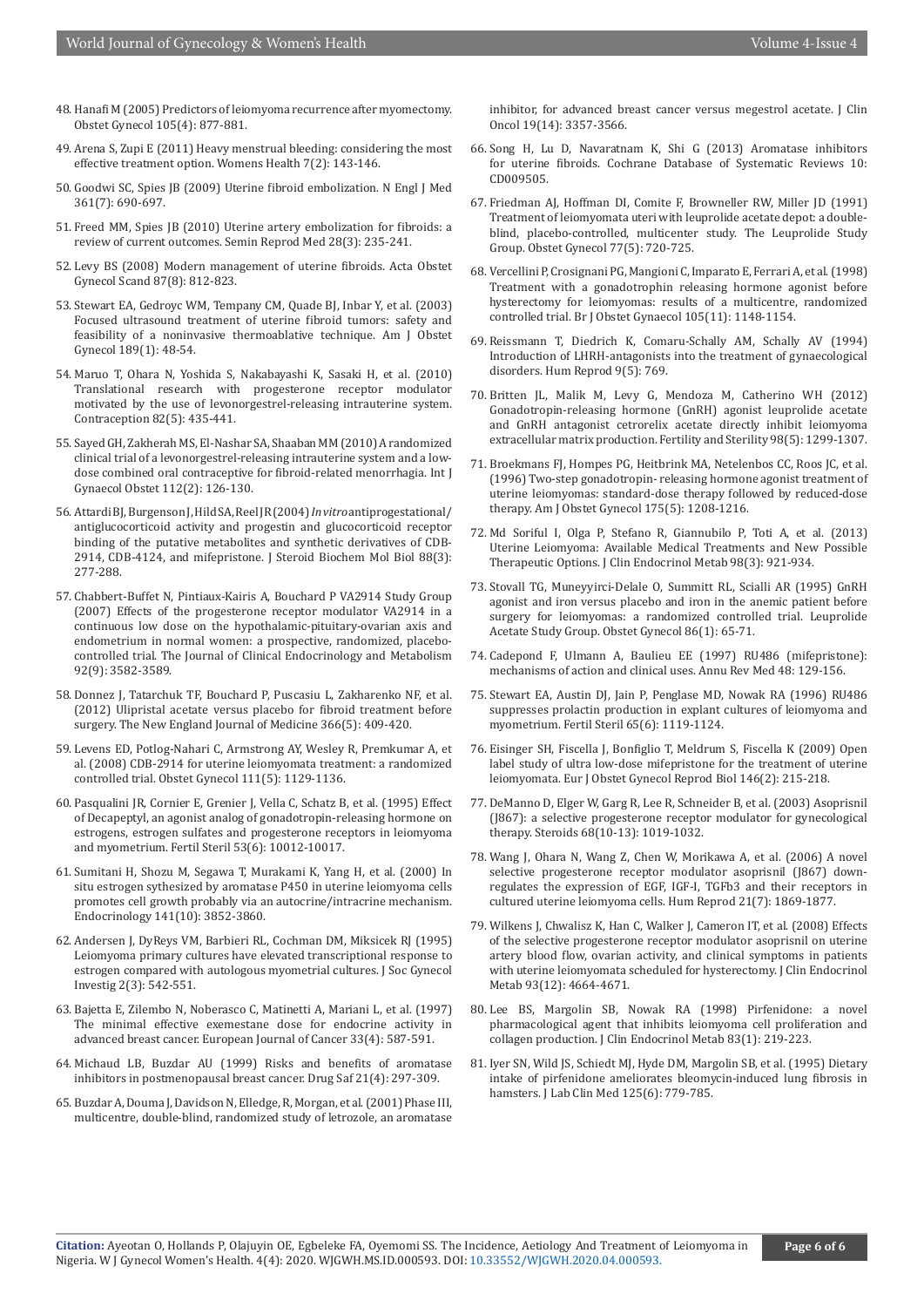48. Hanafi M (2005) Predictors of leiomyoma recurrence after myomectomy. Obstet Gynecol 105(4): 877-881.

49. Arena S, Zupi E (2011) Heavy menstrual bleeding: considering the most effective treatment option. Womens Health 7(2): 143-146.

50. Goodwi SC, Spies JB (2009) Uterine fibroid embolization. N Engl J Med 361(7): 690-697.

51. Freed MM, Spies JB (2010) Uterine artery embolization for fibroids: a review of current outcomes. Semin Reprod Med 28(3): 235-241.

52. Levy BS (2008) Modern management of uterine fibroids. Acta Obstet Gynecol Scand 87(8): 812-823.

53. Stewart EA, Gedroyc WM, Tempany CM, Quade BJ, Inbar Y, et al. (2003) Focused ultrasound treatment of uterine fibroid tumors: safety and feasibility of a noninvasive thermoablative technique. Am J Obstet Gynecol 189(1): 48-54.

54. Maruo T, Ohara N, Yoshida S, Nakabayashi K, Sasaki H, et al. (2010) Translational research with progesterone receptor modulator motivated by the use of levonorgestrel-releasing intrauterine system. Contraception 82(5): 435-441.

55. Sayed GH, Zakherah MS, El-Nashar SA, Shaaban MM (2010) A randomized clinical trial of a levonorgestrel-releasing intrauterine system and a low-dose combined oral contraceptive for fibroid-related menorrhagia. Int J Gynaecol Obstet 112(2): 126-130.

56. Attardi BJ, Burgenson J, Hild SA, Reel JR (2004) *In vitro* antiprogestational/antiglucocorticoid activity and progestin and glucocorticoid receptor binding of the putative metabolites and synthetic derivatives of CDB-2914, CDB-4124, and mifepristone. J Steroid Biochem Mol Biol 88(3): 277-288.

57. Chabbert-Buffet N, Pintiaux-Kairis A, Bouchard P VA2914 Study Group (2007) Effects of the progesterone receptor modulator VA2914 in a continuous low dose on the hypothalamic-pituitary-ovarian axis and endometrium in normal women: a prospective, randomized, placebo-controlled trial. The Journal of Clinical Endocrinology and Metabolism 92(9): 3582-3589.

58. Donnez J, Tatarchuk TF, Bouchard P, Puscasiu L, Zakharenko NF, et al. (2012) Ulipristal acetate versus placebo for fibroid treatment before surgery. The New England Journal of Medicine 366(5): 409-420.

59. Levens ED, Potlog-Nahari C, Armstrong AY, Wesley R, Premkumar A, et al. (2008) CDB-2914 for uterine leiomyomata treatment: a randomized controlled trial. Obstet Gynecol 111(5): 1129-1136.

60. Pasqualini JR, Cornier E, Grenier J, Vella C, Schatz B, et al. (1995) Effect of Decapeptyl, an agonist analog of gonadotropin-releasing hormone on estrogens, estrogen sulfates and progesterone receptors in leiomyoma and myometrium. Fertil Steril 53(6): 10012-10017.

61. Sumitani H, Shozu M, Segawa T, Murakami K, Yang H, et al. (2000) In situ estrogen sythesized by aromatase P450 in uterine leiomyoma cells promotes cell growth probably via an autocrine/intracrine mechanism. Endocrinology 141(10): 3852-3860.

62. Andersen J, DyReys VM, Barbieri RL, Cochman DM, Miksicek RJ (1995) Leiomyoma primary cultures have elevated transcriptional response to estrogen compared with autologous myometrial cultures. J Soc Gynecol Investig 2(3): 542-551.

63. Bajetta E, Zilembo N, Noberasco C, Matinetti A, Mariani L, et al. (1997) The minimal effective exemestane dose for endocrine activity in advanced breast cancer. European Journal of Cancer 33(4): 587-591.

64. Michaud LB, Buzdar AU (1999) Risks and benefits of aromatase inhibitors in postmenopausal breast cancer. Drug Saf 21(4): 297-309.

65. Buzdar A, Douma J, Davidson N, Elledge, R, Morgan, et al. (2001) Phase III, multicentre, double-blind, randomized study of letrozole, an aromatase inhibitor, for advanced breast cancer versus megestrol acetate. J Clin Oncol 19(14): 3357-3566.

66. Song H, Lu D, Navaratnam K, Shi G (2013) Aromatase inhibitors for uterine fibroids. Cochrane Database of Systematic Reviews 10: CD009505.

67. Friedman AJ, Hoffman DI, Comite F, Browneller RW, Miller JD (1991) Treatment of leiomyomata uteri with leuprolide acetate depot: a double-blind, placebo-controlled, multicenter study. The Leuprolide Study Group. Obstet Gynecol 77(5): 720-725.

68. Vercellini P, Crosignani PG, Mangioni C, Imparato E, Ferrari A, et al. (1998) Treatment with a gonadotrophin releasing hormone agonist before hysterectomy for leiomyomas: results of a multicentre, randomized controlled trial. Br J Obstet Gynaecol 105(11): 1148-1154.

69. Reissmann T, Diedrich K, Comaru-Schally AM, Schally AV (1994) Introduction of LHRH-antagonists into the treatment of gynaecological disorders. Hum Reprod 9(5): 769.

70. Britten JL, Malik M, Levy G, Mendoza M, Catherino WH (2012) Gonadotropin-releasing hormone (GnRH) agonist leuprolide acetate and GnRH antagonist cetrorelix acetate directly inhibit leiomyoma extracellular matrix production. Fertility and Sterility 98(5): 1299-1307.

71. Broekmans FJ, Hompes PG, Heitbrink MA, Netelenbos CC, Roos JC, et al. (1996) Two-step gonadotropin- releasing hormone agonist treatment of uterine leiomyomas: standard-dose therapy followed by reduced-dose therapy. Am J Obstet Gynecol 175(5): 1208-1216.

72. Md Soriful I, Olga P, Stefano R, Giannubilo P, Toti A, et al. (2013) Uterine Leiomyoma: Available Medical Treatments and New Possible Therapeutic Options. J Clin Endocrinol Metab 98(3): 921-934.

73. Stovall TG, Muneyyirci-Delale O, Summitt RL, Scialli AR (1995) GnRH agonist and iron versus placebo and iron in the anemic patient before surgery for leiomyomas: a randomized controlled trial. Leuprolide Acetate Study Group. Obstet Gynecol 86(1): 65-71.

74. Cadepond F, Ulmann A, Baulieu EE (1997) RU486 (mifepristone): mechanisms of action and clinical uses. Annu Rev Med 48: 129-156.

75. Stewart EA, Austin DJ, Jain P, Penglase MD, Nowak RA (1996) RU486 suppresses prolactin production in explant cultures of leiomyoma and myometrium. Fertil Steril 65(6): 1119-1124.

76. Eisinger SH, Fiscella J, Bonfiglio T, Meldrum S, Fiscella K (2009) Open label study of ultra low-dose mifepristone for the treatment of uterine leiomyomata. Eur J Obstet Gynecol Reprod Biol 146(2): 215-218.

77. DeManno D, Elger W, Garg R, Lee R, Schneider B, et al. (2003) Asoprisnil (J867): a selective progesterone receptor modulator for gynecological therapy. Steroids 68(10-13): 1019-1032.

78. Wang J, Ohara N, Wang Z, Chen W, Morikawa A, et al. (2006) A novel selective progesterone receptor modulator asoprisnil (J867) down-regulates the expression of EGF, IGF-I, TGFb3 and their receptors in cultured uterine leiomyoma cells. Hum Reprod 21(7): 1869-1877.

79. Wilkens J, Chwalisz K, Han C, Walker J, Cameron IT, et al. (2008) Effects of the selective progesterone receptor modulator asoprisnil on uterine artery blood flow, ovarian activity, and clinical symptoms in patients with uterine leiomyomata scheduled for hysterectomy. J Clin Endocrinol Metab 93(12): 4664-4671.

80. Lee BS, Margolin SB, Nowak RA (1998) Pirfenidone: a novel pharmacological agent that inhibits leiomyoma cell proliferation and collagen production. J Clin Endocrinol Metab 83(1): 219-223.

81. Iyer SN, Wild JS, Schiedt MJ, Hyde DM, Margolin SB, et al. (1995) Dietary intake of pirfenidone ameliorates bleomycin-induced lung fibrosis in hamsters. J Lab Clin Med 125(6): 779-785.